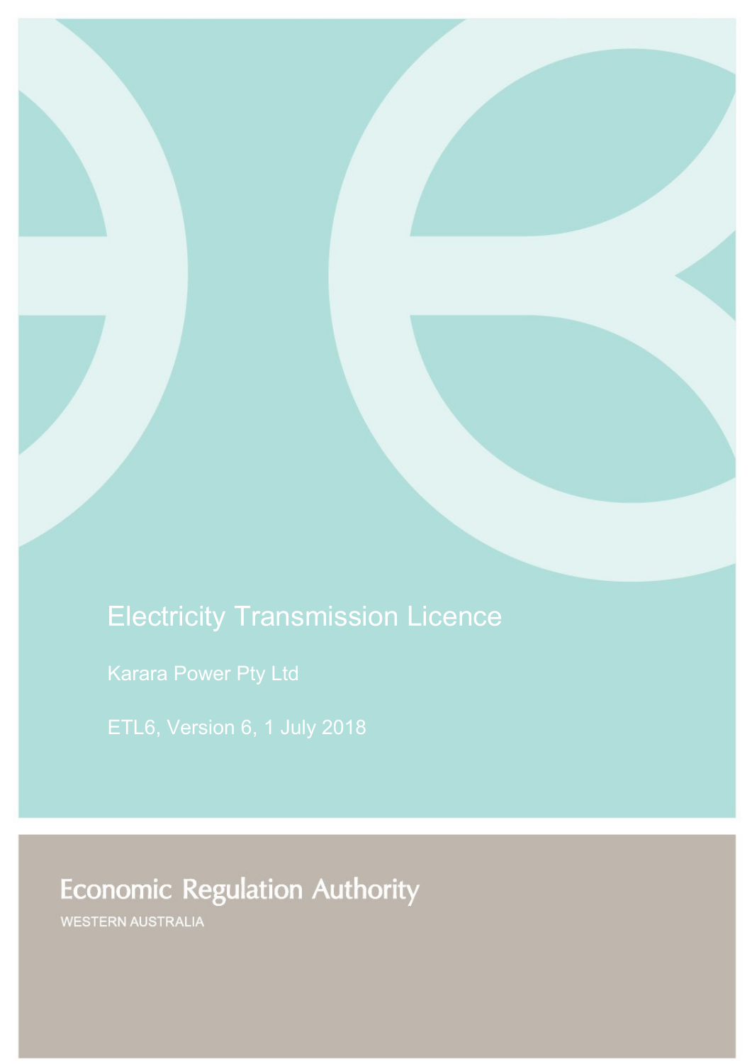# Electricity Transmission Licence

Karara Power Pty Ltd

ETL6, Version 6, 1 July 2018

Economic Regulation Authority

WESTERN AUSTRALIA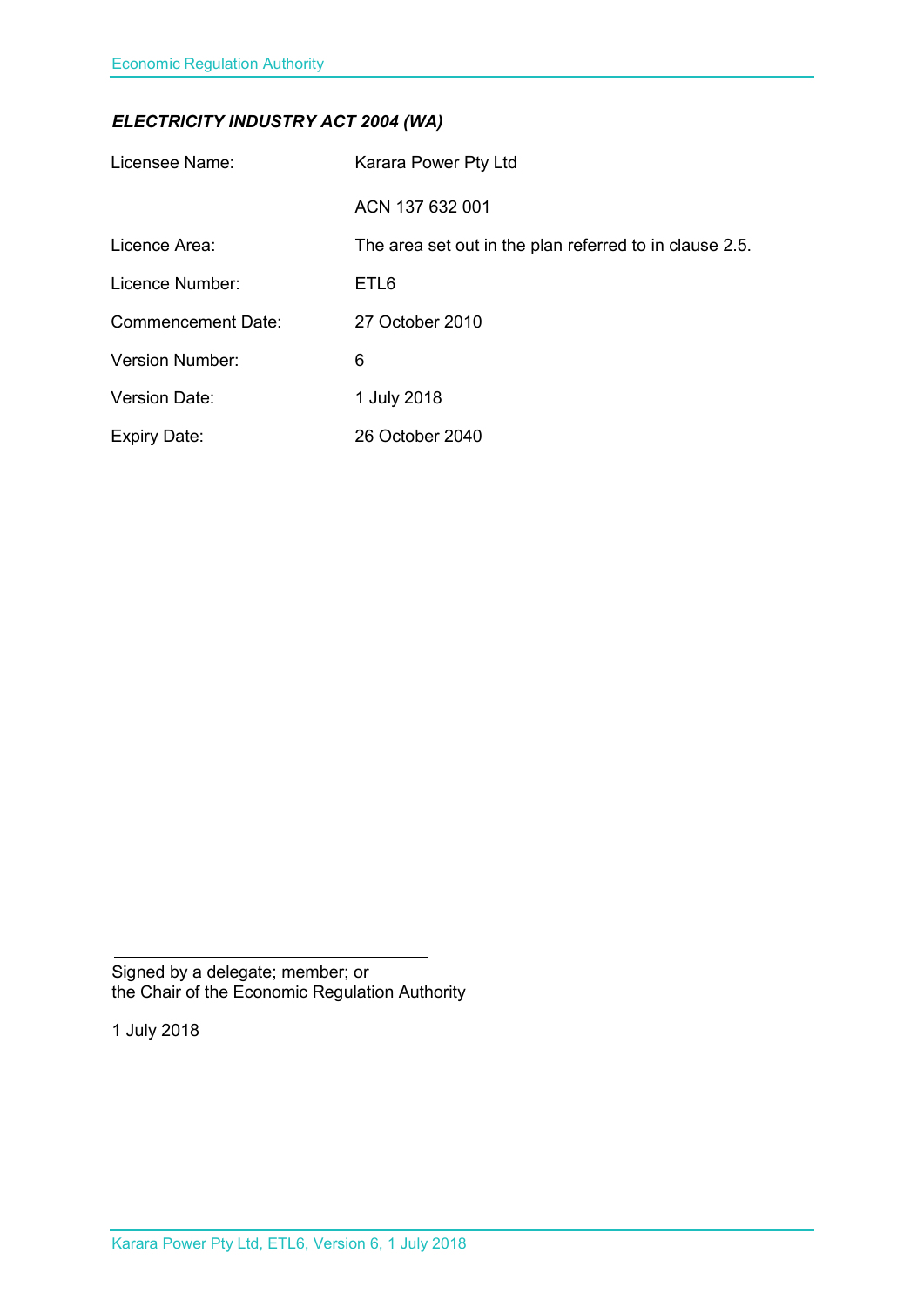***ELECTRICITY INDUSTRY ACT 2004 (WA)***

| | |
|---|---|
| Licensee Name: | Karara Power Pty Ltd |
| | ACN 137 632 001 |
| Licence Area: | The area set out in the plan referred to in clause 2.5. |
| Licence Number: | ETL6 |
| Commencement Date: | 27 October 2010 |
| Version Number: | 6 |
| Version Date: | 1 July 2018 |
| Expiry Date: | 26 October 2040 |

Signed by a delegate; member; or
the Chair of the Economic Regulation Authority

1 July 2018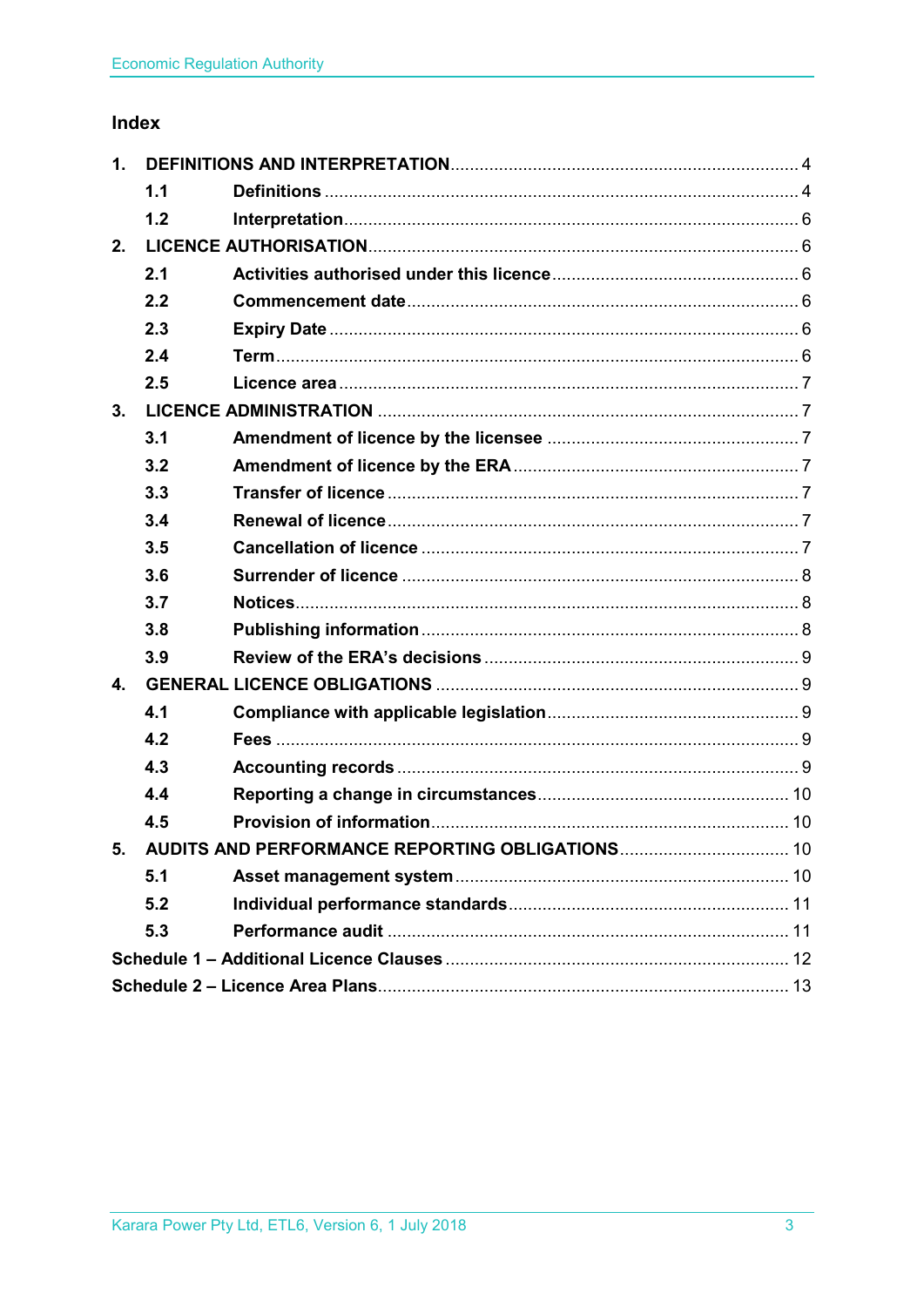## Index

1. **DEFINITIONS AND INTERPRETATION** ........................................................................ 4
   - **1.1 Definitions** ........................................................................ 4
   - **1.2 Interpretation** ........................................................................ 6
2. **LICENCE AUTHORISATION** ........................................................................ 6
   - **2.1 Activities authorised under this licence** ........................................................................ 6
   - **2.2 Commencement date** ........................................................................ 6
   - **2.3 Expiry Date** ........................................................................ 6
   - **2.4 Term** ........................................................................ 6
   - **2.5 Licence area** ........................................................................ 7
3. **LICENCE ADMINISTRATION** ........................................................................ 7
   - **3.1 Amendment of licence by the licensee** ........................................................................ 7
   - **3.2 Amendment of licence by the ERA** ........................................................................ 7
   - **3.3 Transfer of licence** ........................................................................ 7
   - **3.4 Renewal of licence** ........................................................................ 7
   - **3.5 Cancellation of licence** ........................................................................ 7
   - **3.6 Surrender of licence** ........................................................................ 8
   - **3.7 Notices** ........................................................................ 8
   - **3.8 Publishing information** ........................................................................ 8
   - **3.9 Review of the ERA's decisions** ........................................................................ 9
4. **GENERAL LICENCE OBLIGATIONS** ........................................................................ 9
   - **4.1 Compliance with applicable legislation** ........................................................................ 9
   - **4.2 Fees** ........................................................................ 9
   - **4.3 Accounting records** ........................................................................ 9
   - **4.4 Reporting a change in circumstances** ........................................................................ 10
   - **4.5 Provision of information** ........................................................................ 10
5. **AUDITS AND PERFORMANCE REPORTING OBLIGATIONS** ........................................................................ 10
   - **5.1 Asset management system** ........................................................................ 10
   - **5.2 Individual performance standards** ........................................................................ 11
   - **5.3 Performance audit** ........................................................................ 11

**Schedule 1 – Additional Licence Clauses** ........................................................................ 12

**Schedule 2 – Licence Area Plans** ........................................................................ 13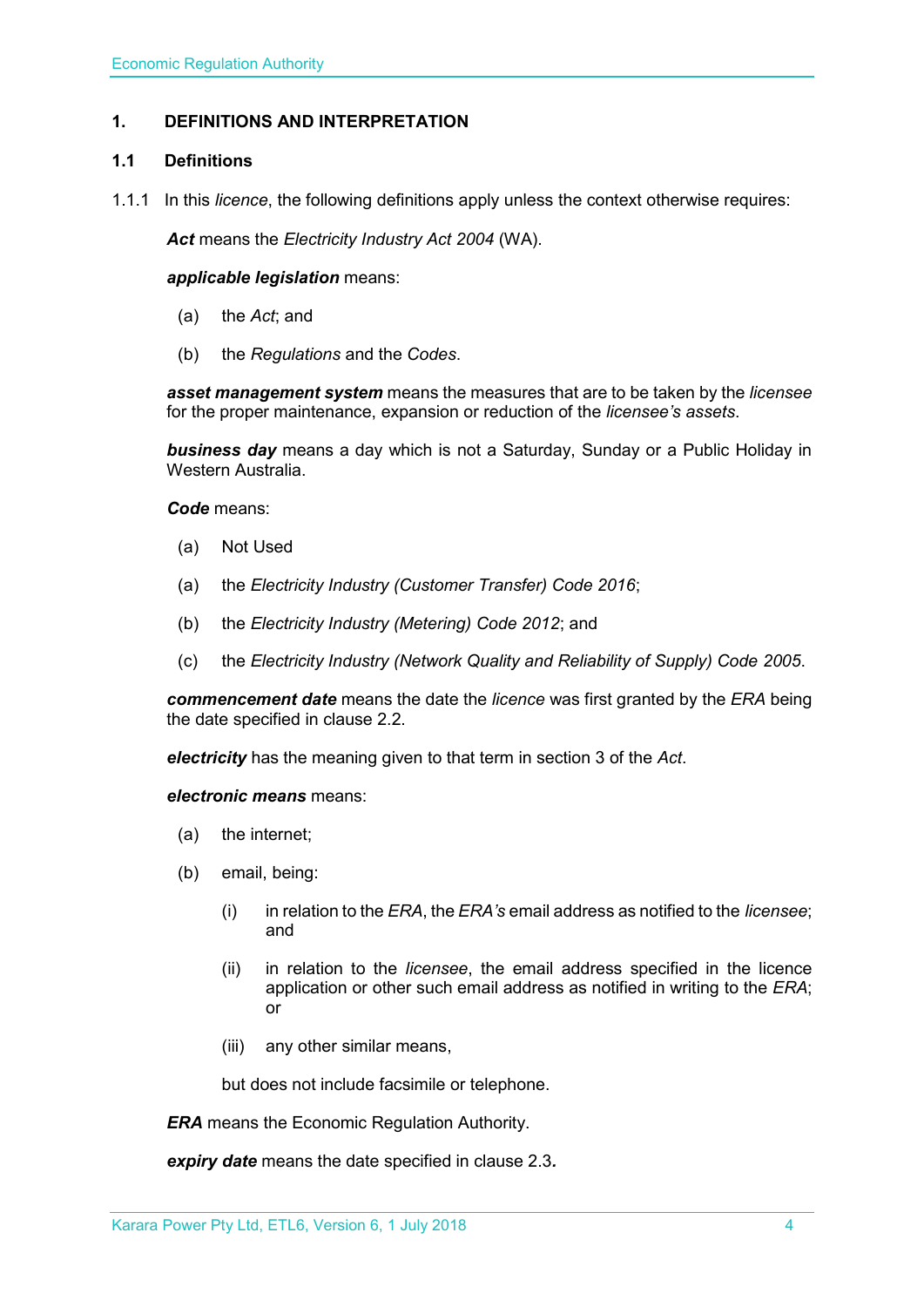## 1. DEFINITIONS AND INTERPRETATION

### 1.1 Definitions

1.1.1 In this *licence*, the following definitions apply unless the context otherwise requires:

***Act*** means the *Electricity Industry Act 2004* (WA).

***applicable legislation*** means:

(a) the *Act*; and

(b) the *Regulations* and the *Codes*.

***asset management system*** means the measures that are to be taken by the *licensee* for the proper maintenance, expansion or reduction of the *licensee's assets*.

***business day*** means a day which is not a Saturday, Sunday or a Public Holiday in Western Australia.

***Code*** means:

(a) Not Used

(a) the *Electricity Industry (Customer Transfer) Code 2016*;

(b) the *Electricity Industry (Metering) Code 2012*; and

(c) the *Electricity Industry (Network Quality and Reliability of Supply) Code 2005*.

***commencement date*** means the date the *licence* was first granted by the *ERA* being the date specified in clause 2.2.

***electricity*** has the meaning given to that term in section 3 of the *Act*.

***electronic means*** means:

(a) the internet;

(b) email, being:

(i) in relation to the *ERA*, the *ERA's* email address as notified to the *licensee*; and

(ii) in relation to the *licensee*, the email address specified in the licence application or other such email address as notified in writing to the *ERA*; or

(iii) any other similar means,

but does not include facsimile or telephone.

***ERA*** means the Economic Regulation Authority.

***expiry date*** means the date specified in clause 2.3**.**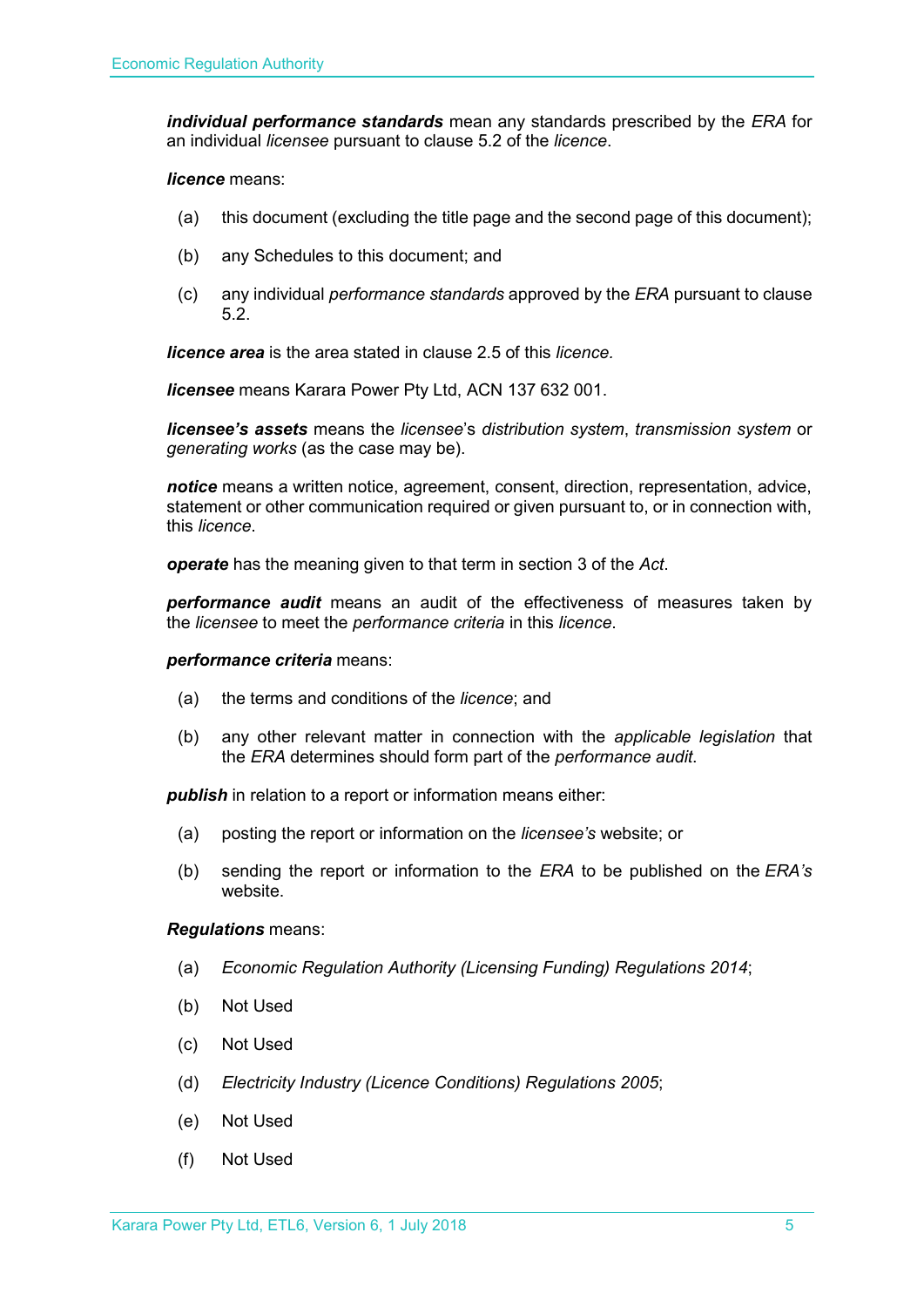***individual performance standards*** mean any standards prescribed by the *ERA* for an individual *licensee* pursuant to clause 5.2 of the *licence*.

***licence*** means:

(a) this document (excluding the title page and the second page of this document);

(b) any Schedules to this document; and

(c) any individual *performance standards* approved by the *ERA* pursuant to clause 5.2.

***licence area*** is the area stated in clause 2.5 of this *licence.*

***licensee*** means Karara Power Pty Ltd, ACN 137 632 001.

***licensee's assets*** means the *licensee*'s *distribution system*, *transmission system* or *generating works* (as the case may be).

***notice*** means a written notice, agreement, consent, direction, representation, advice, statement or other communication required or given pursuant to, or in connection with, this *licence*.

***operate*** has the meaning given to that term in section 3 of the *Act*.

***performance audit*** means an audit of the effectiveness of measures taken by the *licensee* to meet the *performance criteria* in this *licence*.

***performance criteria*** means:

(a) the terms and conditions of the *licence*; and

(b) any other relevant matter in connection with the *applicable legislation* that the *ERA* determines should form part of the *performance audit*.

***publish*** in relation to a report or information means either:

(a) posting the report or information on the *licensee's* website; or

(b) sending the report or information to the *ERA* to be published on the *ERA's* website.

***Regulations*** means:

(a) *Economic Regulation Authority (Licensing Funding) Regulations 2014*;

(b) Not Used

(c) Not Used

(d) *Electricity Industry (Licence Conditions) Regulations 2005*;

(e) Not Used

(f) Not Used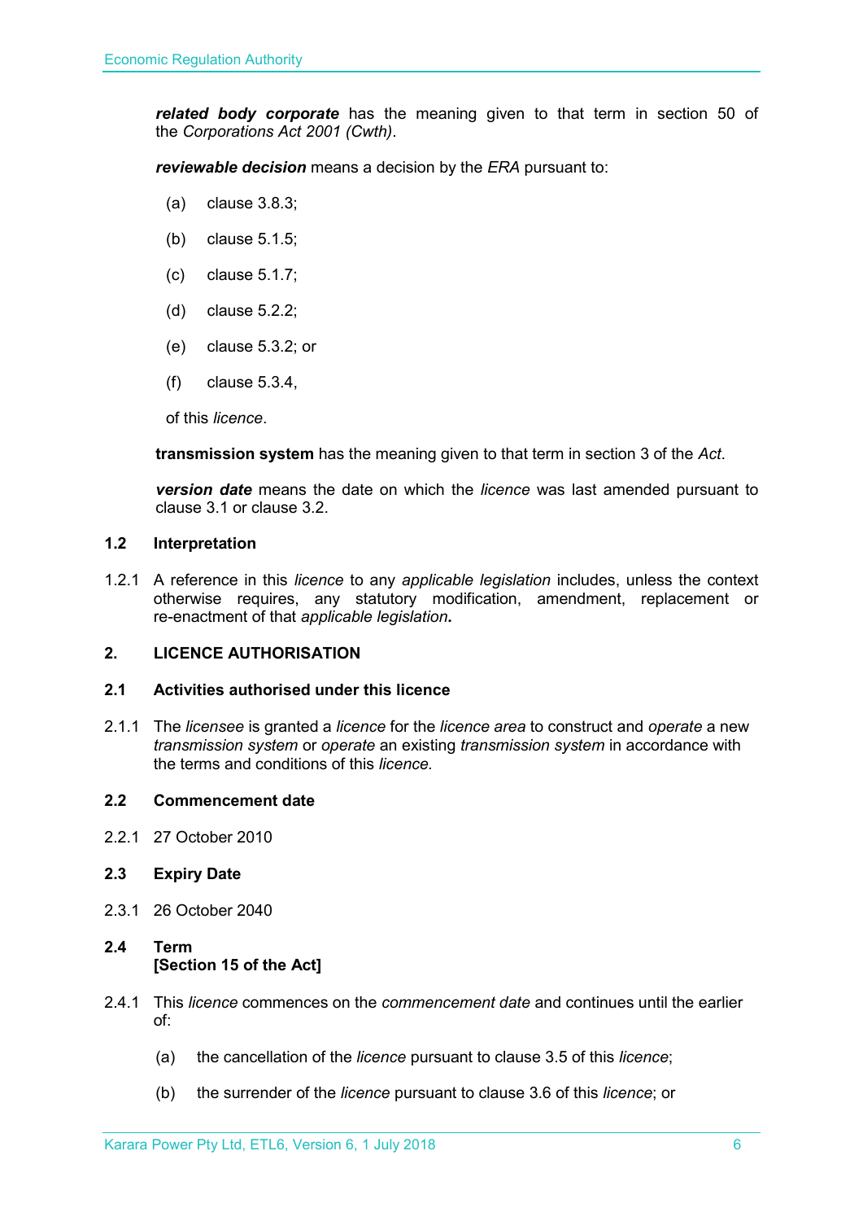***related body corporate*** has the meaning given to that term in section 50 of the *Corporations Act 2001 (Cwth)*.

***reviewable decision*** means a decision by the *ERA* pursuant to:

(a) clause 3.8.3;

(b) clause 5.1.5;

(c) clause 5.1.7;

(d) clause 5.2.2;

(e) clause 5.3.2; or

(f) clause 5.3.4,

of this *licence*.

**transmission system** has the meaning given to that term in section 3 of the *Act*.

***version date*** means the date on which the *licence* was last amended pursuant to clause 3.1 or clause 3.2.

### 1.2 Interpretation

1.2.1 A reference in this *licence* to any *applicable legislation* includes, unless the context otherwise requires, any statutory modification, amendment, replacement or re-enactment of that *applicable legislation***.**

## 2. LICENCE AUTHORISATION

### 2.1 Activities authorised under this licence

2.1.1 The *licensee* is granted a *licence* for the *licence area* to construct and *operate* a new *transmission system* or *operate* an existing *transmission system* in accordance with the terms and conditions of this *licence.*

### 2.2 Commencement date

2.2.1 27 October 2010

### 2.3 Expiry Date

2.3.1 26 October 2040

### 2.4 Term
**[Section 15 of the Act]**

2.4.1 This *licence* commences on the *commencement date* and continues until the earlier of:

(a) the cancellation of the *licence* pursuant to clause 3.5 of this *licence*;

(b) the surrender of the *licence* pursuant to clause 3.6 of this *licence*; or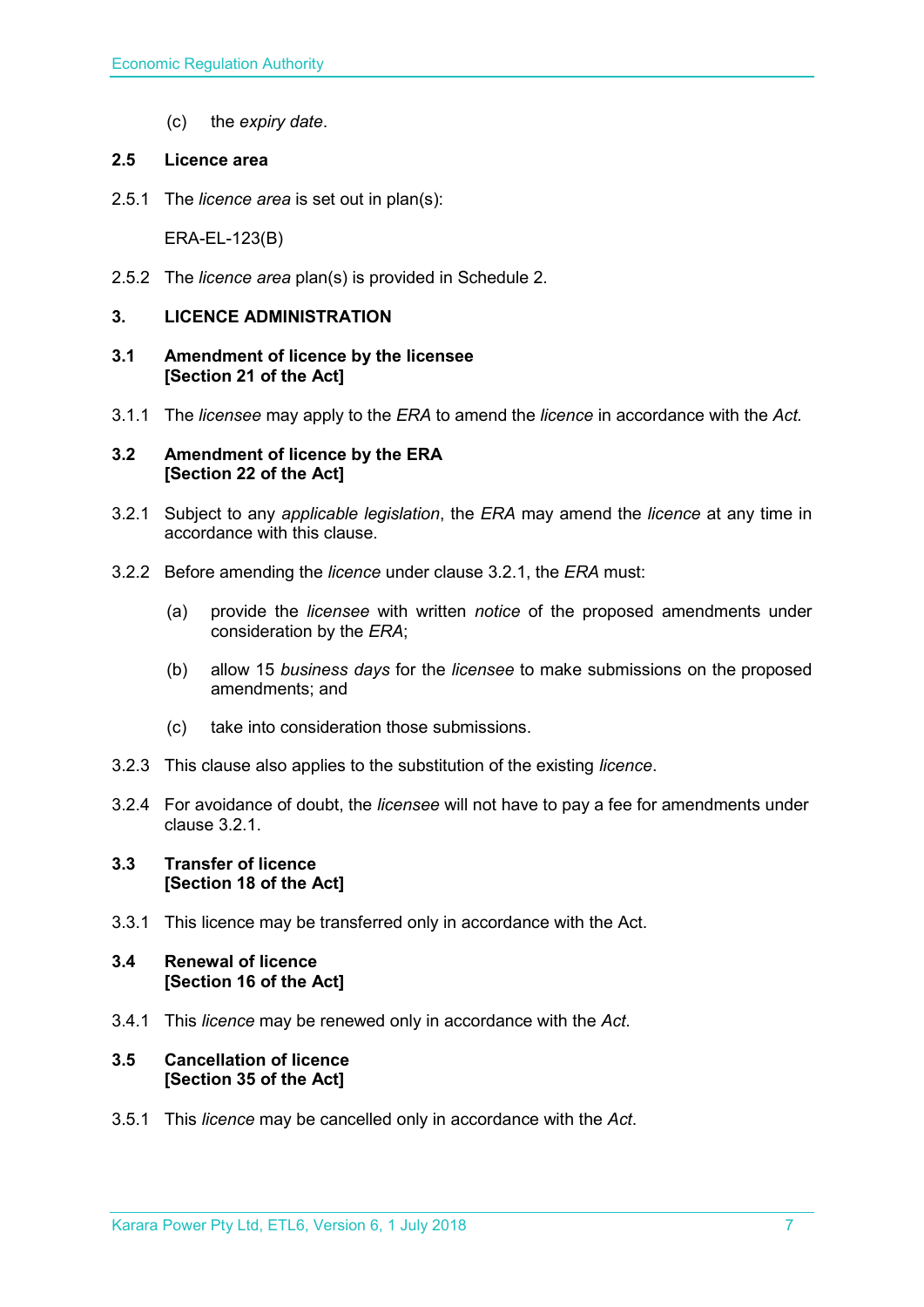(c) the *expiry date*.

### 2.5 Licence area

2.5.1 The *licence area* is set out in plan(s):

ERA-EL-123(B)

2.5.2 The *licence area* plan(s) is provided in Schedule 2.

## 3. LICENCE ADMINISTRATION

### 3.1 Amendment of licence by the licensee [Section 21 of the Act]

3.1.1 The *licensee* may apply to the *ERA* to amend the *licence* in accordance with the *Act.*

### 3.2 Amendment of licence by the ERA [Section 22 of the Act]

3.2.1 Subject to any *applicable legislation*, the *ERA* may amend the *licence* at any time in accordance with this clause.

3.2.2 Before amending the *licence* under clause 3.2.1, the *ERA* must:

(a) provide the *licensee* with written *notice* of the proposed amendments under consideration by the *ERA*;

(b) allow 15 *business days* for the *licensee* to make submissions on the proposed amendments; and

(c) take into consideration those submissions.

3.2.3 This clause also applies to the substitution of the existing *licence*.

3.2.4 For avoidance of doubt, the *licensee* will not have to pay a fee for amendments under clause 3.2.1.

### 3.3 Transfer of licence [Section 18 of the Act]

3.3.1 This licence may be transferred only in accordance with the Act.

### 3.4 Renewal of licence [Section 16 of the Act]

3.4.1 This *licence* may be renewed only in accordance with the *Act*.

### 3.5 Cancellation of licence [Section 35 of the Act]

3.5.1 This *licence* may be cancelled only in accordance with the *Act*.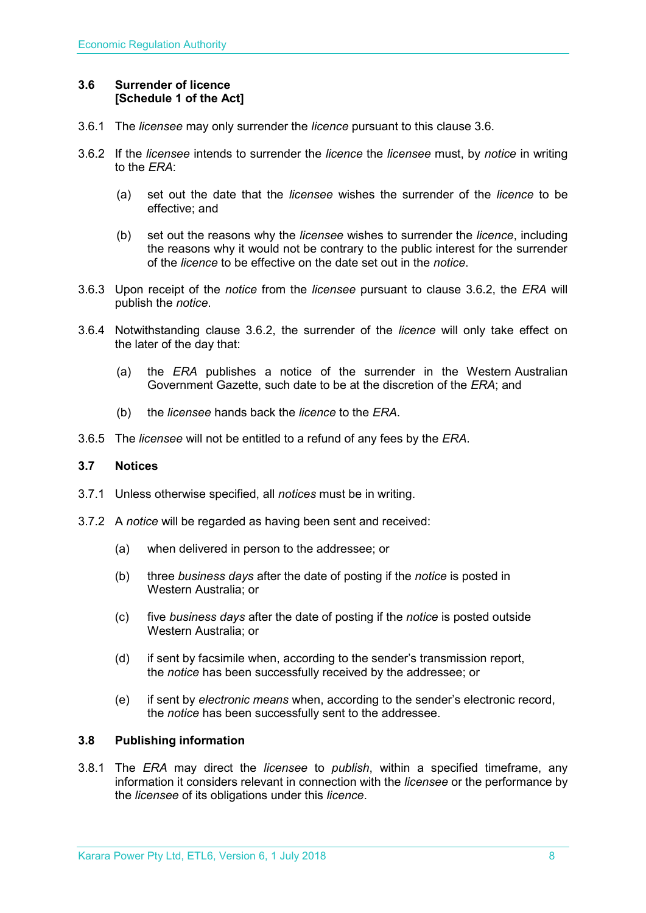### 3.6 Surrender of licence
**[Schedule 1 of the Act]**

3.6.1 The *licensee* may only surrender the *licence* pursuant to this clause 3.6.

3.6.2 If the *licensee* intends to surrender the *licence* the *licensee* must, by *notice* in writing to the *ERA*:

(a) set out the date that the *licensee* wishes the surrender of the *licence* to be effective; and

(b) set out the reasons why the *licensee* wishes to surrender the *licence*, including the reasons why it would not be contrary to the public interest for the surrender of the *licence* to be effective on the date set out in the *notice*.

3.6.3 Upon receipt of the *notice* from the *licensee* pursuant to clause 3.6.2, the *ERA* will publish the *notice*.

3.6.4 Notwithstanding clause 3.6.2, the surrender of the *licence* will only take effect on the later of the day that:

(a) the *ERA* publishes a notice of the surrender in the Western Australian Government Gazette, such date to be at the discretion of the *ERA*; and

(b) the *licensee* hands back the *licence* to the *ERA*.

3.6.5 The *licensee* will not be entitled to a refund of any fees by the *ERA*.

### 3.7 Notices

3.7.1 Unless otherwise specified, all *notices* must be in writing.

3.7.2 A *notice* will be regarded as having been sent and received:

(a) when delivered in person to the addressee; or

(b) three *business days* after the date of posting if the *notice* is posted in Western Australia; or

(c) five *business days* after the date of posting if the *notice* is posted outside Western Australia; or

(d) if sent by facsimile when, according to the sender's transmission report, the *notice* has been successfully received by the addressee; or

(e) if sent by *electronic means* when, according to the sender's electronic record, the *notice* has been successfully sent to the addressee.

### 3.8 Publishing information

3.8.1 The *ERA* may direct the *licensee* to *publish*, within a specified timeframe, any information it considers relevant in connection with the *licensee* or the performance by the *licensee* of its obligations under this *licence*.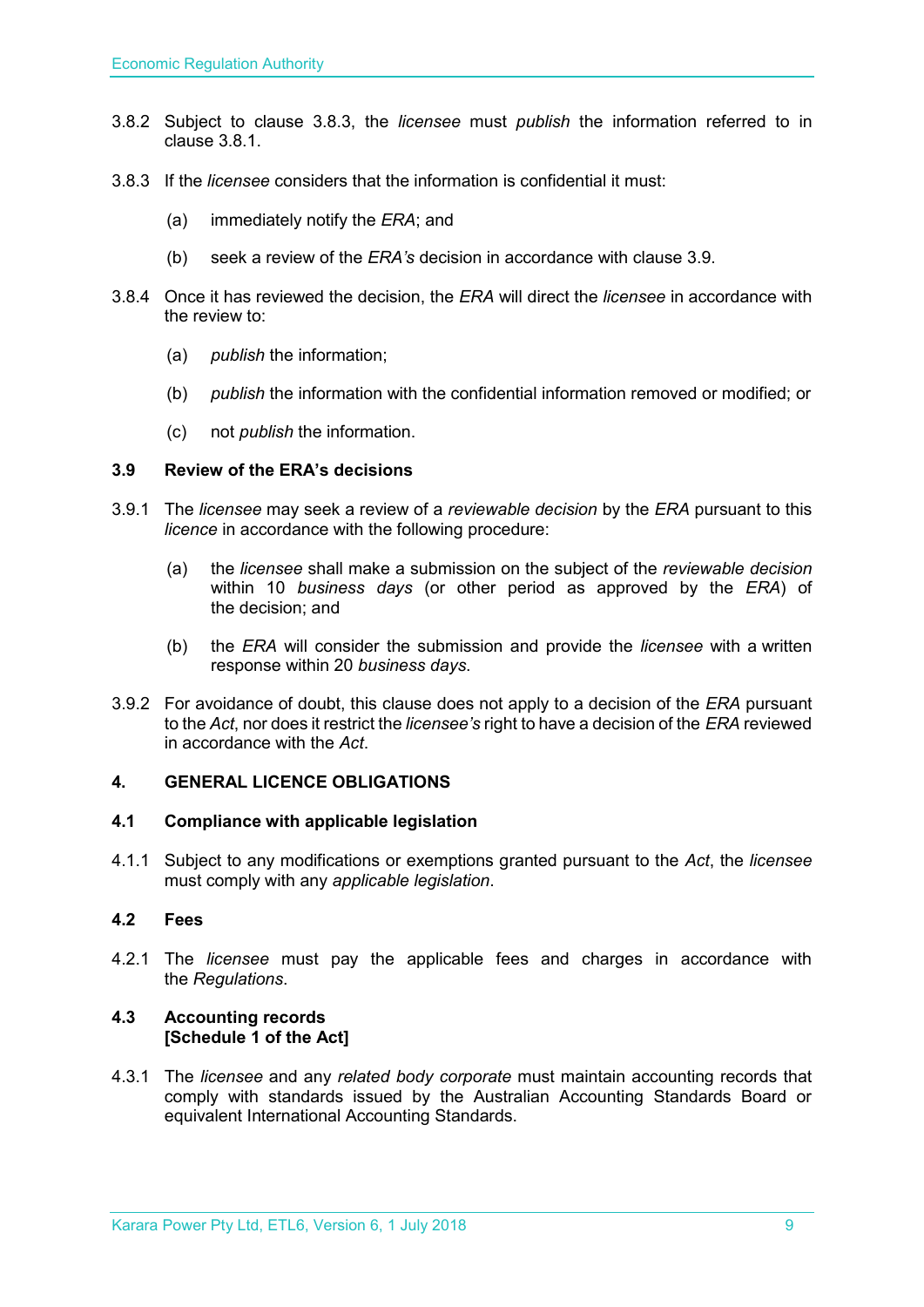3.8.2 Subject to clause 3.8.3, the *licensee* must *publish* the information referred to in clause 3.8.1.

3.8.3 If the *licensee* considers that the information is confidential it must:

(a) immediately notify the *ERA*; and

(b) seek a review of the *ERA's* decision in accordance with clause 3.9.

3.8.4 Once it has reviewed the decision, the *ERA* will direct the *licensee* in accordance with the review to:

(a) *publish* the information;

(b) *publish* the information with the confidential information removed or modified; or

(c) not *publish* the information.

### 3.9 Review of the ERA's decisions

3.9.1 The *licensee* may seek a review of a *reviewable decision* by the *ERA* pursuant to this *licence* in accordance with the following procedure:

(a) the *licensee* shall make a submission on the subject of the *reviewable decision* within 10 *business days* (or other period as approved by the *ERA*) of the decision; and

(b) the *ERA* will consider the submission and provide the *licensee* with a written response within 20 *business days*.

3.9.2 For avoidance of doubt, this clause does not apply to a decision of the *ERA* pursuant to the *Act*, nor does it restrict the *licensee's* right to have a decision of the *ERA* reviewed in accordance with the *Act*.

## 4. GENERAL LICENCE OBLIGATIONS

### 4.1 Compliance with applicable legislation

4.1.1 Subject to any modifications or exemptions granted pursuant to the *Act*, the *licensee* must comply with any *applicable legislation*.

### 4.2 Fees

4.2.1 The *licensee* must pay the applicable fees and charges in accordance with the *Regulations*.

### 4.3 Accounting records [Schedule 1 of the Act]

4.3.1 The *licensee* and any *related body corporate* must maintain accounting records that comply with standards issued by the Australian Accounting Standards Board or equivalent International Accounting Standards.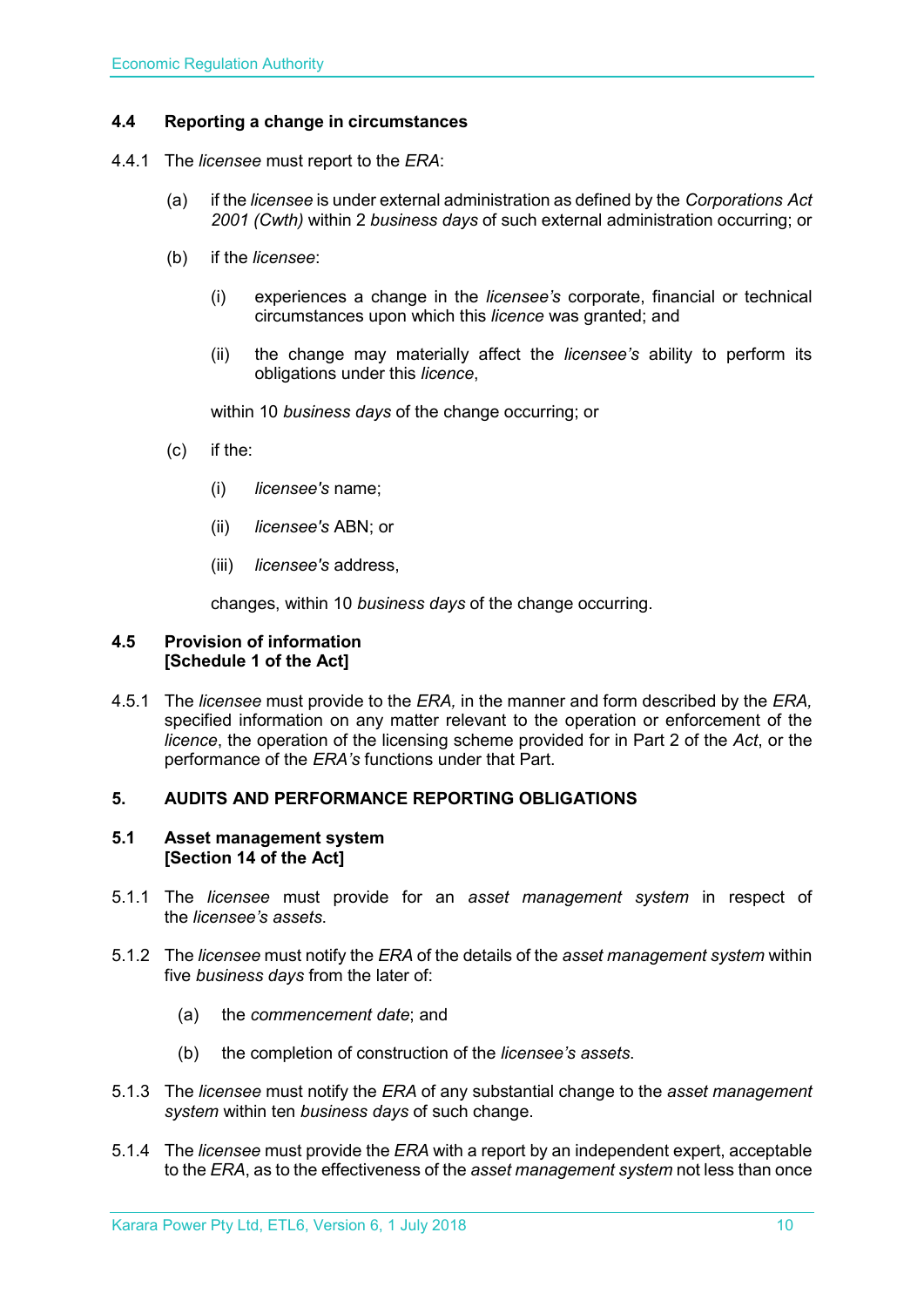### 4.4 Reporting a change in circumstances

4.4.1 The *licensee* must report to the *ERA*:

(a) if the *licensee* is under external administration as defined by the *Corporations Act 2001 (Cwth)* within 2 *business days* of such external administration occurring; or

(b) if the *licensee*:

(i) experiences a change in the *licensee's* corporate, financial or technical circumstances upon which this *licence* was granted; and

(ii) the change may materially affect the *licensee's* ability to perform its obligations under this *licence*,

within 10 *business days* of the change occurring; or

(c) if the:

(i) *licensee's* name;

(ii) *licensee's* ABN; or

(iii) *licensee's* address,

changes, within 10 *business days* of the change occurring.

### 4.5 Provision of information
**[Schedule 1 of the Act]**

4.5.1 The *licensee* must provide to the *ERA,* in the manner and form described by the *ERA,* specified information on any matter relevant to the operation or enforcement of the *licence*, the operation of the licensing scheme provided for in Part 2 of the *Act*, or the performance of the *ERA's* functions under that Part.

## 5. AUDITS AND PERFORMANCE REPORTING OBLIGATIONS

### 5.1 Asset management system
**[Section 14 of the Act]**

5.1.1 The *licensee* must provide for an *asset management system* in respect of the *licensee's assets*.

5.1.2 The *licensee* must notify the *ERA* of the details of the *asset management system* within five *business days* from the later of:

(a) the *commencement date*; and

(b) the completion of construction of the *licensee's assets*.

5.1.3 The *licensee* must notify the *ERA* of any substantial change to the *asset management system* within ten *business days* of such change.

5.1.4 The *licensee* must provide the *ERA* with a report by an independent expert, acceptable to the *ERA*, as to the effectiveness of the *asset management system* not less than once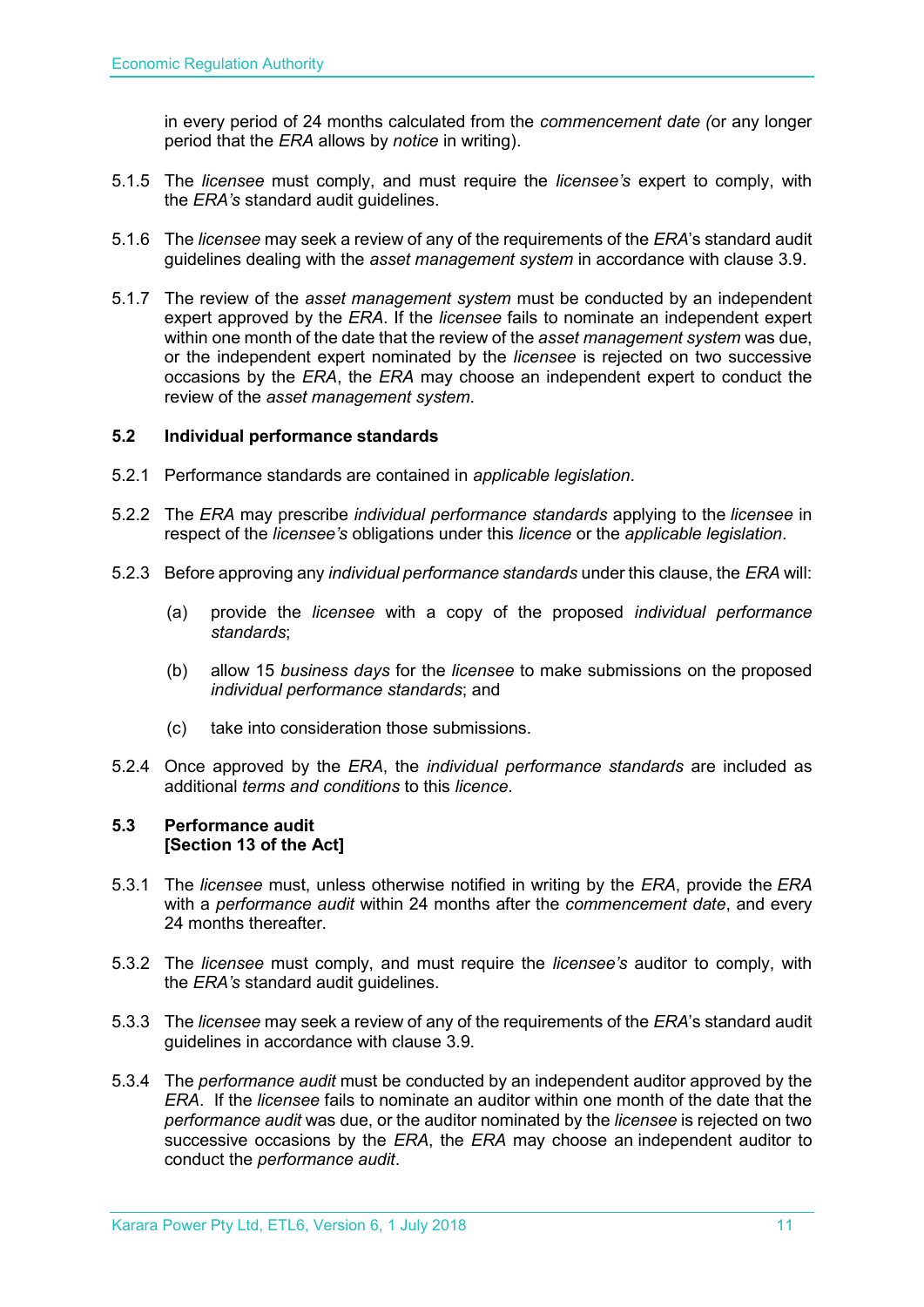in every period of 24 months calculated from the *commencement date (*or any longer period that the *ERA* allows by *notice* in writing).

5.1.5 The *licensee* must comply, and must require the *licensee's* expert to comply, with the *ERA's* standard audit guidelines.

5.1.6 The *licensee* may seek a review of any of the requirements of the *ERA*'s standard audit guidelines dealing with the *asset management system* in accordance with clause 3.9.

5.1.7 The review of the *asset management system* must be conducted by an independent expert approved by the *ERA*. If the *licensee* fails to nominate an independent expert within one month of the date that the review of the *asset management system* was due, or the independent expert nominated by the *licensee* is rejected on two successive occasions by the *ERA*, the *ERA* may choose an independent expert to conduct the review of the *asset management system*.

### 5.2 Individual performance standards

5.2.1 Performance standards are contained in *applicable legislation*.

5.2.2 The *ERA* may prescribe *individual performance standards* applying to the *licensee* in respect of the *licensee's* obligations under this *licence* or the *applicable legislation*.

5.2.3 Before approving any *individual performance standards* under this clause, the *ERA* will:

(a) provide the *licensee* with a copy of the proposed *individual performance standards*;

(b) allow 15 *business days* for the *licensee* to make submissions on the proposed *individual performance standards*; and

(c) take into consideration those submissions.

5.2.4 Once approved by the *ERA*, the *individual performance standards* are included as additional *terms and conditions* to this *licence*.

### 5.3 Performance audit [Section 13 of the Act]

5.3.1 The *licensee* must, unless otherwise notified in writing by the *ERA*, provide the *ERA* with a *performance audit* within 24 months after the *commencement date*, and every 24 months thereafter.

5.3.2 The *licensee* must comply, and must require the *licensee's* auditor to comply, with the *ERA's* standard audit guidelines.

5.3.3 The *licensee* may seek a review of any of the requirements of the *ERA*'s standard audit guidelines in accordance with clause 3.9.

5.3.4 The *performance audit* must be conducted by an independent auditor approved by the *ERA*. If the *licensee* fails to nominate an auditor within one month of the date that the *performance audit* was due, or the auditor nominated by the *licensee* is rejected on two successive occasions by the *ERA*, the *ERA* may choose an independent auditor to conduct the *performance audit*.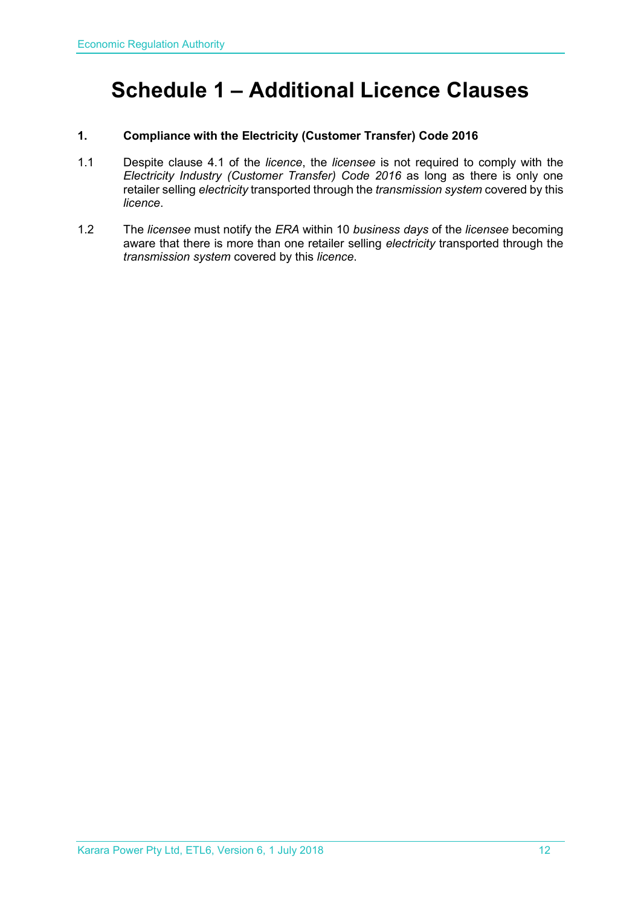# Schedule 1 – Additional Licence Clauses

**1. Compliance with the Electricity (Customer Transfer) Code 2016**

1.1 Despite clause 4.1 of the *licence*, the *licensee* is not required to comply with the *Electricity Industry (Customer Transfer) Code 2016* as long as there is only one retailer selling *electricity* transported through the *transmission system* covered by this *licence*.

1.2 The *licensee* must notify the *ERA* within 10 *business days* of the *licensee* becoming aware that there is more than one retailer selling *electricity* transported through the *transmission system* covered by this *licence*.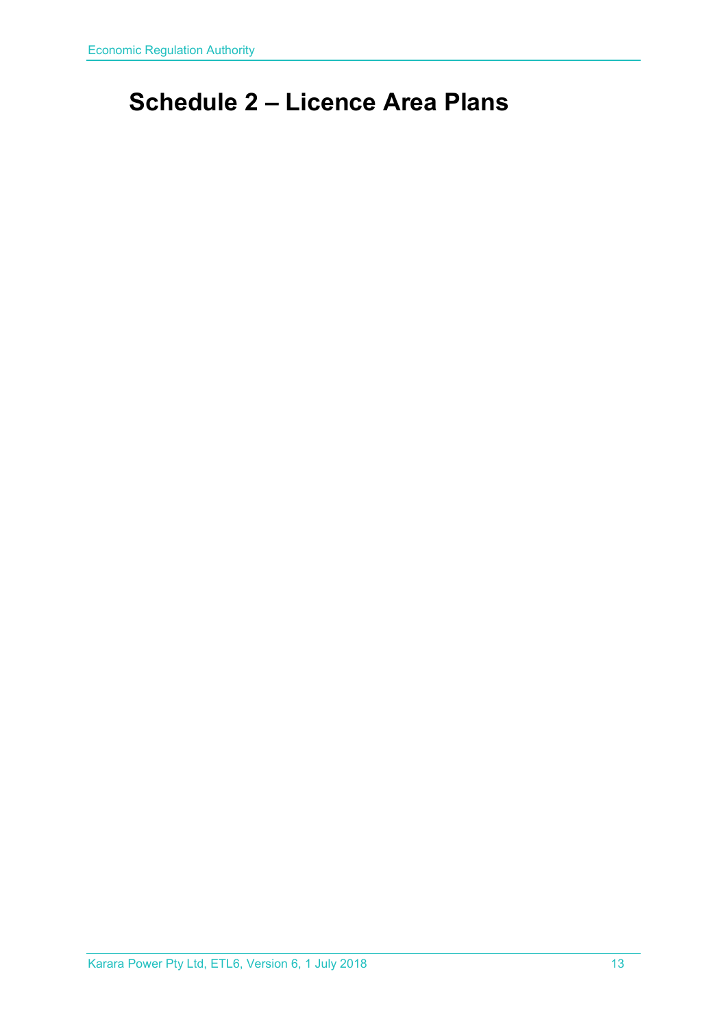# Schedule 2 – Licence Area Plans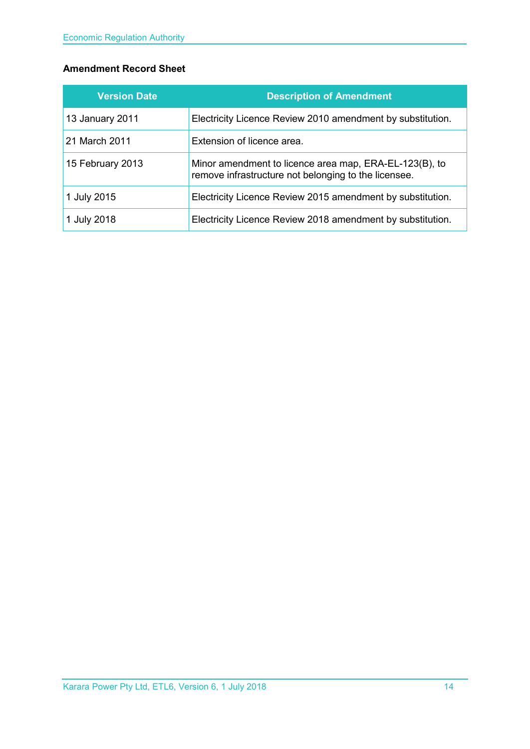**Amendment Record Sheet**

| Version Date | Description of Amendment |
|---|---|
| 13 January 2011 | Electricity Licence Review 2010 amendment by substitution. |
| 21 March 2011 | Extension of licence area. |
| 15 February 2013 | Minor amendment to licence area map, ERA-EL-123(B), to remove infrastructure not belonging to the licensee. |
| 1 July 2015 | Electricity Licence Review 2015 amendment by substitution. |
| 1 July 2018 | Electricity Licence Review 2018 amendment by substitution. |